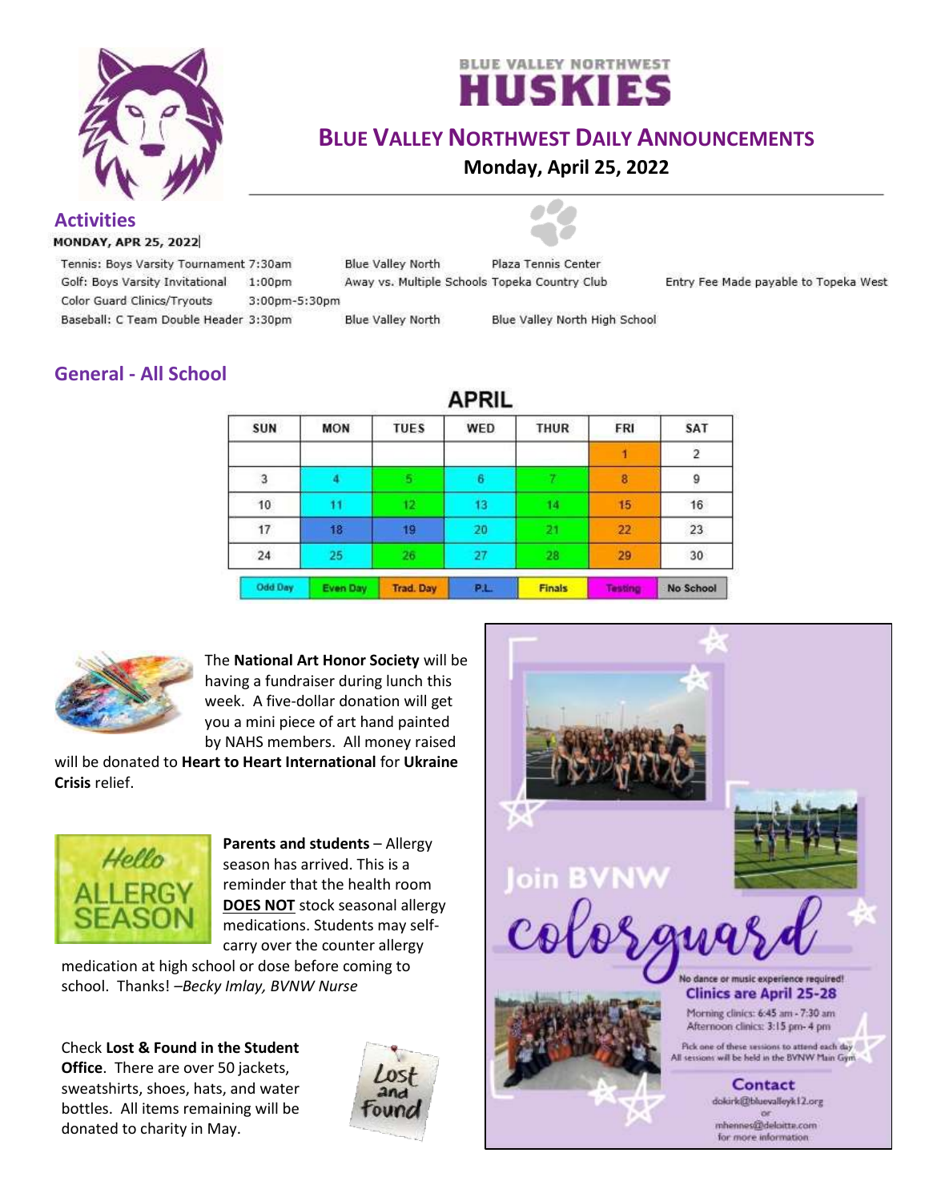BLUE VALLEY NORTHWEST

# HUSKIES

## BLUE VALLEY NORTHWEST DAILY ANNOUNCEMENTS

**Monday, April 25, 2022**

## Activities

**MONDAY, APR 25, 2022**

| | | | | |
|---|---|---|---|---|
| Tennis: Boys Varsity Tournament | 7:30am | Blue Valley North | Plaza Tennis Center | |
| Golf: Boys Varsity Invitational | 1:00pm | Away vs. Multiple Schools | Topeka Country Club | Entry Fee Made payable to Topeka West |
| Color Guard Clinics/Tryouts | 3:00pm-5:30pm | | | |
| Baseball: C Team Double Header | 3:30pm | Blue Valley North | Blue Valley North High School | |

## General - All School

**APRIL**

| SUN | MON | TUES | WED | THUR | FRI | SAT |
|---|---|---|---|---|---|---|
| | | | | | 1 | 2 |
| 3 | 4 | 5 | 6 | 7 | 8 | 9 |
| 10 | 11 | 12 | 13 | 14 | 15 | 16 |
| 17 | 18 | 19 | 20 | 21 | 22 | 23 |
| 24 | 25 | 26 | 27 | 28 | 29 | 30 |

Odd Day | Even Day | Trad. Day | P.L. | Finals | Testing | No School

The **National Art Honor Society** will be having a fundraiser during lunch this week. A five-dollar donation will get you a mini piece of art hand painted by NAHS members. All money raised will be donated to **Heart to Heart International** for **Ukraine Crisis** relief.

Hello ALLERGY SEASON

**Parents and students** – Allergy season has arrived. This is a reminder that the health room **DOES NOT** stock seasonal allergy medications. Students may self-carry over the counter allergy medication at high school or dose before coming to school. Thanks! –*Becky Imlay, BVNW Nurse*

Check **Lost & Found in the Student Office**. There are over 50 jackets, sweatshirts, shoes, hats, and water bottles. All items remaining will be donated to charity in May.

Lost and Found

Join BVNW colorguard

No dance or music experience required!

**Clinics are April 25-28**

Morning clinics: 6:45 am - 7:30 am
Afternoon clinics: 3:15 pm - 4 pm

Pick one of these sessions to attend each day. All sessions will be held in the BVNW Main Gym.

**Contact**

dokirk@bluevalleyk12.org
or
mhennes@deloitte.com
for more information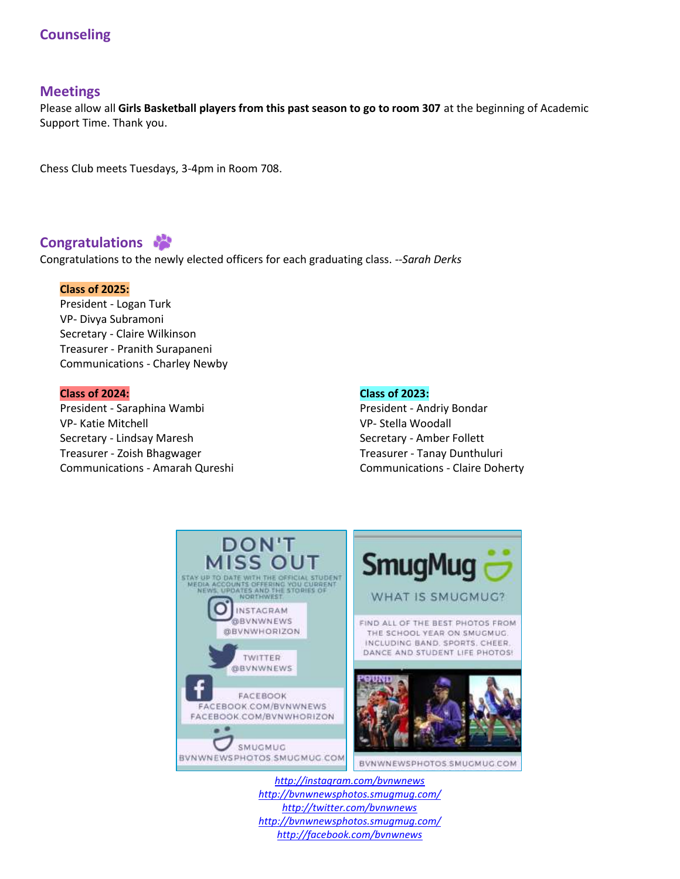## Counseling

## Meetings

Please allow all **Girls Basketball players from this past season to go to room 307** at the beginning of Academic Support Time. Thank you.

Chess Club meets Tuesdays, 3-4pm in Room 708.

## Congratulations

Congratulations to the newly elected officers for each graduating class. --*Sarah Derks*

**Class of 2025:**
President - Logan Turk
VP- Divya Subramoni
Secretary - Claire Wilkinson
Treasurer - Pranith Surapaneni
Communications - Charley Newby

**Class of 2024:**
President - Saraphina Wambi
VP- Katie Mitchell
Secretary - Lindsay Maresh
Treasurer - Zoish Bhagwager
Communications - Amarah Qureshi

**Class of 2023:**
President - Andriy Bondar
VP- Stella Woodall
Secretary - Amber Follett
Treasurer - Tanay Dunthuluri
Communications - Claire Doherty

DON'T MISS OUT

STAY UP TO DATE WITH THE OFFICIAL STUDENT MEDIA ACCOUNTS OFFERING YOU CURRENT NEWS, UPDATES AND THE STORIES OF NORTHWEST

INSTAGRAM @BVNWNEWS @BVNWHORIZON

TWITTER @BVNWNEWS

FACEBOOK FACEBOOK.COM/BVNWNEWS FACEBOOK.COM/BVNWHORIZON

SMUGMUG BVNWNEWSPHOTOS.SMUGMUG.COM

SmugMug

WHAT IS SMUGMUG?

FIND ALL OF THE BEST PHOTOS FROM THE SCHOOL YEAR ON SMUGMUG, INCLUDING BAND, SPORTS, CHEER, DANCE AND STUDENT LIFE PHOTOS!

BVNWNEWSPHOTOS.SMUGMUG.COM

*http://instagram.com/bvnwnews*
*http://bvnwnewsphotos.smugmug.com/*
*http://twitter.com/bvnwnews*
*http://bvnwnewsphotos.smugmug.com/*
*http://facebook.com/bvnwnews*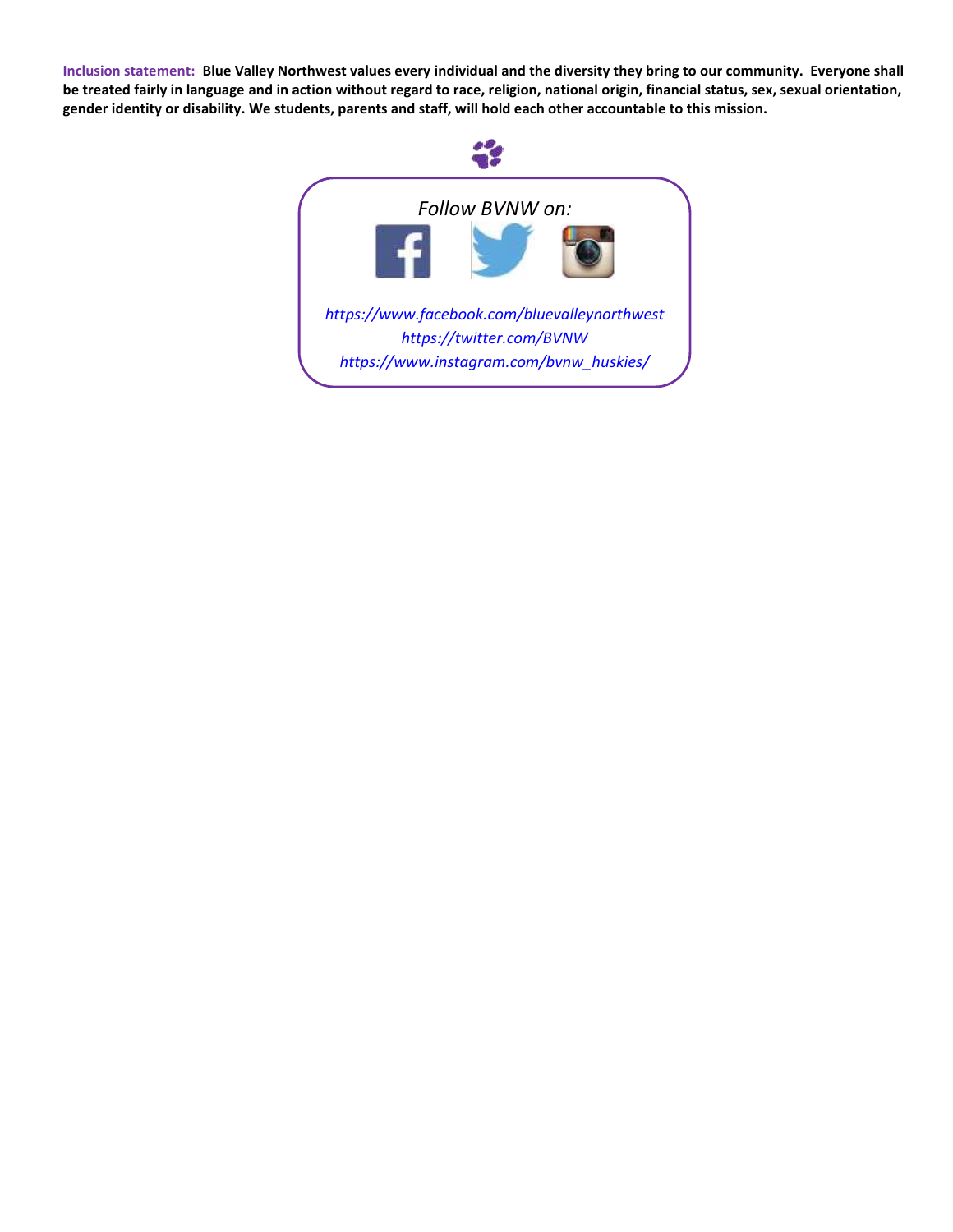**Inclusion statement:** **Blue Valley Northwest values every individual and the diversity they bring to our community. Everyone shall be treated fairly in language and in action without regard to race, religion, national origin, financial status, sex, sexual orientation, gender identity or disability. We students, parents and staff, will hold each other accountable to this mission.**

*Follow BVNW on:*

*https://www.facebook.com/bluevalleynorthwest*
*https://twitter.com/BVNW*
*https://www.instagram.com/bvnw_huskies/*